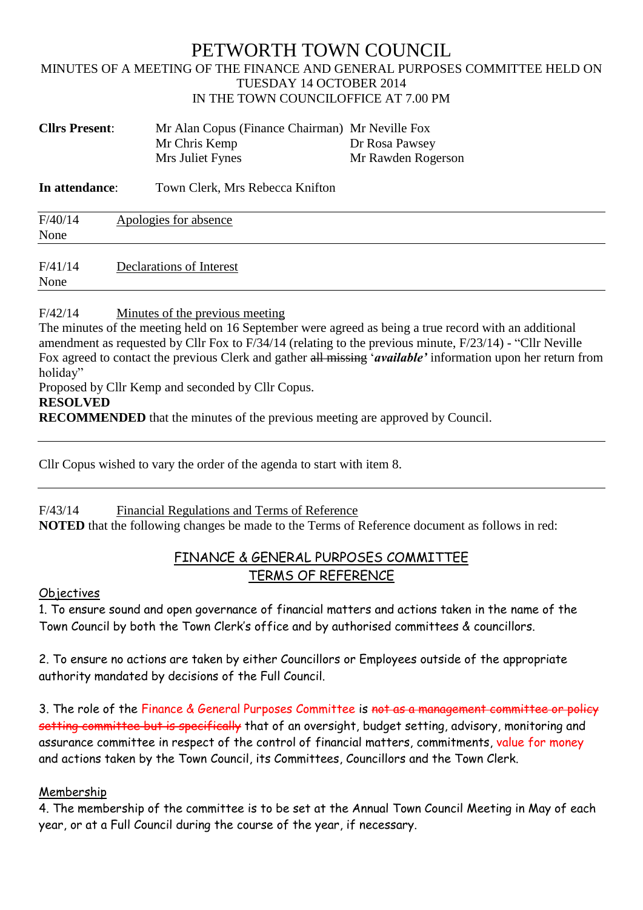# PETWORTH TOWN COUNCIL

MINUTES OF A MEETING OF THE FINANCE AND GENERAL PURPOSES COMMITTEE HELD ON TUESDAY 14 OCTOBER 2014
IN THE TOWN COUNCILOFFICE AT 7.00 PM

| **Cllrs Present**: | Mr Alan Copus (Finance Chairman) | Mr Neville Fox |
|---|---|---|
| | Mr Chris Kemp | Dr Rosa Pawsey |
| | Mrs Juliet Fynes | Mr Rawden Rogerson |

**In attendance**: Town Clerk, Mrs Rebecca Knifton

---

F/40/14 Apologies for absence

None

---

F/41/14 Declarations of Interest

None

---

F/42/14 Minutes of the previous meeting

The minutes of the meeting held on 16 September were agreed as being a true record with an additional amendment as requested by Cllr Fox to F/34/14 (relating to the previous minute, F/23/14) - "Cllr Neville Fox agreed to contact the previous Clerk and gather ~~all missing~~ '***available'*** information upon her return from holiday"

Proposed by Cllr Kemp and seconded by Cllr Copus.

**RESOLVED**

**RECOMMENDED** that the minutes of the previous meeting are approved by Council.

---

Cllr Copus wished to vary the order of the agenda to start with item 8.

---

F/43/14 Financial Regulations and Terms of Reference

**NOTED** that the following changes be made to the Terms of Reference document as follows in red:

## FINANCE & GENERAL PURPOSES COMMITTEE
## TERMS OF REFERENCE

Objectives

1. To ensure sound and open governance of financial matters and actions taken in the name of the Town Council by both the Town Clerk's office and by authorised committees & councillors.

2. To ensure no actions are taken by either Councillors or Employees outside of the appropriate authority mandated by decisions of the Full Council.

3. The role of the Finance & General Purposes Committee is ~~not as a management committee or policy setting committee but is specifically~~ that of an oversight, budget setting, advisory, monitoring and assurance committee in respect of the control of financial matters, commitments, value for money and actions taken by the Town Council, its Committees, Councillors and the Town Clerk.

Membership

4. The membership of the committee is to be set at the Annual Town Council Meeting in May of each year, or at a Full Council during the course of the year, if necessary.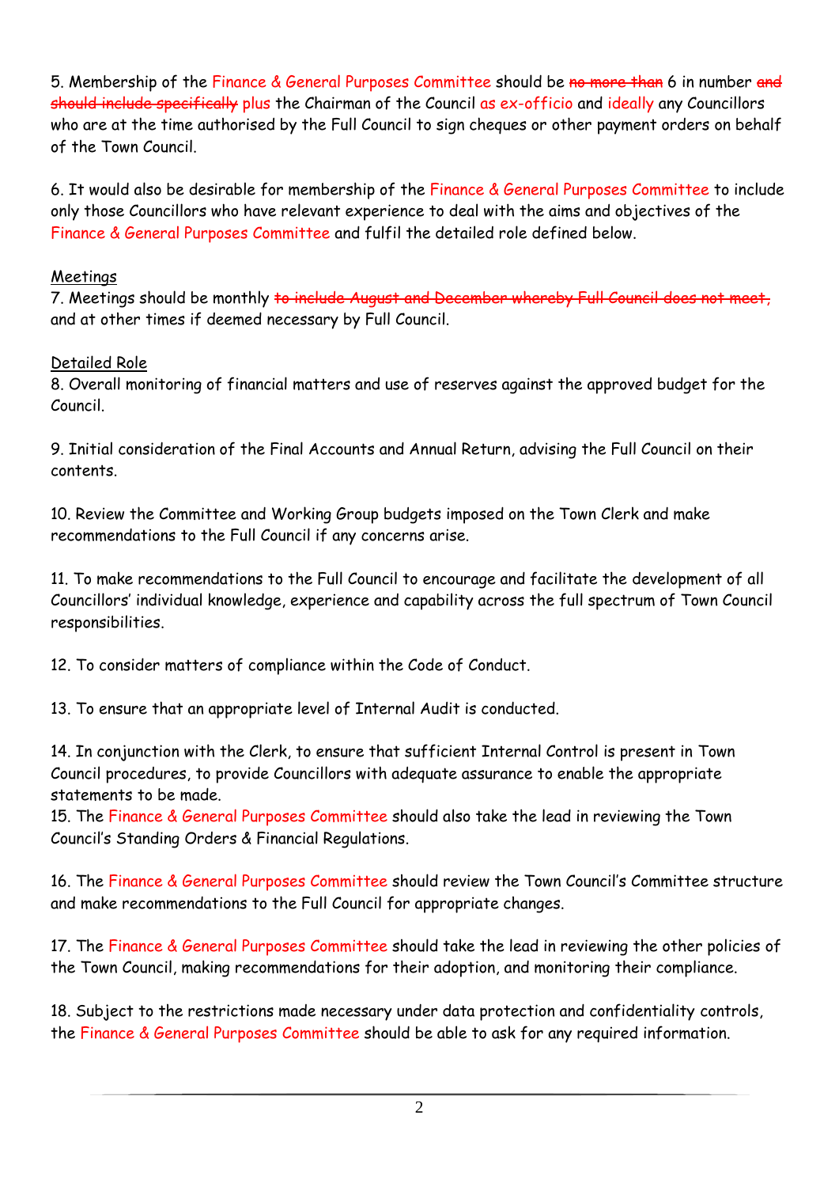5. Membership of the Finance & General Purposes Committee should be ~~no more than~~ 6 in number ~~and should include specifically~~ plus the Chairman of the Council as ex-officio and ideally any Councillors who are at the time authorised by the Full Council to sign cheques or other payment orders on behalf of the Town Council.

6. It would also be desirable for membership of the Finance & General Purposes Committee to include only those Councillors who have relevant experience to deal with the aims and objectives of the Finance & General Purposes Committee and fulfil the detailed role defined below.

<u>Meetings</u>

7. Meetings should be monthly ~~to include August and December whereby Full Council does not meet,~~ and at other times if deemed necessary by Full Council.

<u>Detailed Role</u>

8. Overall monitoring of financial matters and use of reserves against the approved budget for the Council.

9. Initial consideration of the Final Accounts and Annual Return, advising the Full Council on their contents.

10. Review the Committee and Working Group budgets imposed on the Town Clerk and make recommendations to the Full Council if any concerns arise.

11. To make recommendations to the Full Council to encourage and facilitate the development of all Councillors' individual knowledge, experience and capability across the full spectrum of Town Council responsibilities.

12. To consider matters of compliance within the Code of Conduct.

13. To ensure that an appropriate level of Internal Audit is conducted.

14. In conjunction with the Clerk, to ensure that sufficient Internal Control is present in Town Council procedures, to provide Councillors with adequate assurance to enable the appropriate statements to be made.

15. The Finance & General Purposes Committee should also take the lead in reviewing the Town Council's Standing Orders & Financial Regulations.

16. The Finance & General Purposes Committee should review the Town Council's Committee structure and make recommendations to the Full Council for appropriate changes.

17. The Finance & General Purposes Committee should take the lead in reviewing the other policies of the Town Council, making recommendations for their adoption, and monitoring their compliance.

18. Subject to the restrictions made necessary under data protection and confidentiality controls, the Finance & General Purposes Committee should be able to ask for any required information.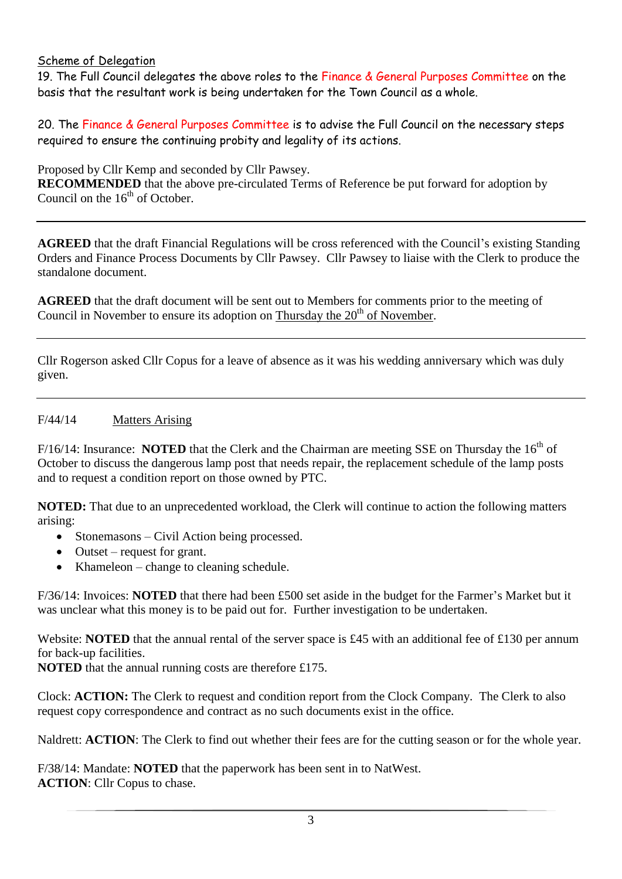Scheme of Delegation

19. The Full Council delegates the above roles to the Finance & General Purposes Committee on the basis that the resultant work is being undertaken for the Town Council as a whole.

20. The Finance & General Purposes Committee is to advise the Full Council on the necessary steps required to ensure the continuing probity and legality of its actions.

Proposed by Cllr Kemp and seconded by Cllr Pawsey.
**RECOMMENDED** that the above pre-circulated Terms of Reference be put forward for adoption by Council on the 16th of October.

---

**AGREED** that the draft Financial Regulations will be cross referenced with the Council's existing Standing Orders and Finance Process Documents by Cllr Pawsey. Cllr Pawsey to liaise with the Clerk to produce the standalone document.

**AGREED** that the draft document will be sent out to Members for comments prior to the meeting of Council in November to ensure its adoption on Thursday the 20th of November.

---

Cllr Rogerson asked Cllr Copus for a leave of absence as it was his wedding anniversary which was duly given.

---

F/44/14 Matters Arising

F/16/14: Insurance: **NOTED** that the Clerk and the Chairman are meeting SSE on Thursday the 16th of October to discuss the dangerous lamp post that needs repair, the replacement schedule of the lamp posts and to request a condition report on those owned by PTC.

**NOTED:** That due to an unprecedented workload, the Clerk will continue to action the following matters arising:

- Stonemasons – Civil Action being processed.
- Outset – request for grant.
- Khameleon – change to cleaning schedule.

F/36/14: Invoices: **NOTED** that there had been £500 set aside in the budget for the Farmer's Market but it was unclear what this money is to be paid out for. Further investigation to be undertaken.

Website: **NOTED** that the annual rental of the server space is £45 with an additional fee of £130 per annum for back-up facilities.
**NOTED** that the annual running costs are therefore £175.

Clock: **ACTION:** The Clerk to request and condition report from the Clock Company. The Clerk to also request copy correspondence and contract as no such documents exist in the office.

Naldrett: **ACTION**: The Clerk to find out whether their fees are for the cutting season or for the whole year.

F/38/14: Mandate: **NOTED** that the paperwork has been sent in to NatWest.
**ACTION**: Cllr Copus to chase.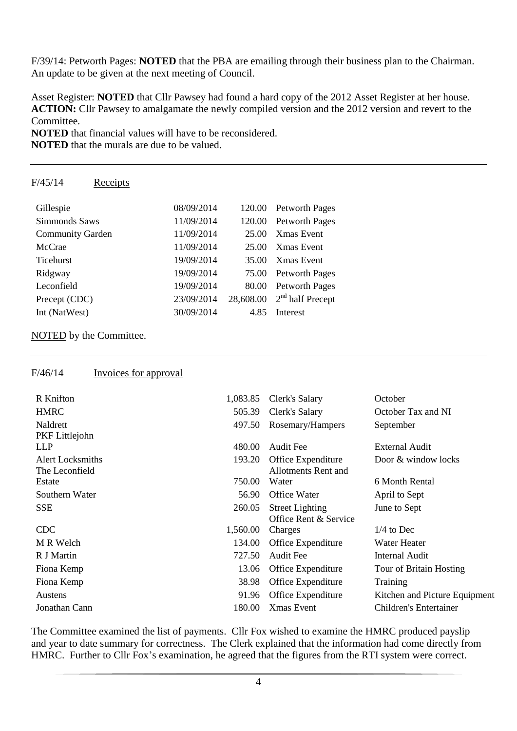F/39/14: Petworth Pages: **NOTED** that the PBA are emailing through their business plan to the Chairman. An update to be given at the next meeting of Council.

Asset Register: **NOTED** that Cllr Pawsey had found a hard copy of the 2012 Asset Register at her house. **ACTION:** Cllr Pawsey to amalgamate the newly compiled version and the 2012 version and revert to the Committee.
**NOTED** that financial values will have to be reconsidered.
**NOTED** that the murals are due to be valued.

---

F/45/14 Receipts

| | | | |
|---|---|---|---|
| Gillespie | 08/09/2014 | 120.00 | Petworth Pages |
| Simmonds Saws | 11/09/2014 | 120.00 | Petworth Pages |
| Community Garden | 11/09/2014 | 25.00 | Xmas Event |
| McCrae | 11/09/2014 | 25.00 | Xmas Event |
| Ticehurst | 19/09/2014 | 35.00 | Xmas Event |
| Ridgway | 19/09/2014 | 75.00 | Petworth Pages |
| Leconfield | 19/09/2014 | 80.00 | Petworth Pages |
| Precept (CDC) | 23/09/2014 | 28,608.00 | 2nd half Precept |
| Int (NatWest) | 30/09/2014 | 4.85 | Interest |

NOTED by the Committee.

---

F/46/14 Invoices for approval

| | | | |
|---|---|---|---|
| R Knifton | 1,083.85 | Clerk's Salary | October |
| HMRC | 505.39 | Clerk's Salary | October Tax and NI |
| Naldrett | 497.50 | Rosemary/Hampers | September |
| PKF Littlejohn LLP | 480.00 | Audit Fee | External Audit |
| Alert Locksmiths | 193.20 | Office Expenditure | Door & window locks |
| The Leconfield Estate | 750.00 | Allotments Rent and Water | 6 Month Rental |
| Southern Water | 56.90 | Office Water | April to Sept |
| SSE | 260.05 | Street Lighting | June to Sept |
| CDC | 1,560.00 | Office Rent & Service Charges | 1/4 to Dec |
| M R Welch | 134.00 | Office Expenditure | Water Heater |
| R J Martin | 727.50 | Audit Fee | Internal Audit |
| Fiona Kemp | 13.06 | Office Expenditure | Tour of Britain Hosting |
| Fiona Kemp | 38.98 | Office Expenditure | Training |
| Austens | 91.96 | Office Expenditure | Kitchen and Picture Equipment |
| Jonathan Cann | 180.00 | Xmas Event | Children's Entertainer |

The Committee examined the list of payments. Cllr Fox wished to examine the HMRC produced payslip and year to date summary for correctness. The Clerk explained that the information had come directly from HMRC. Further to Cllr Fox's examination, he agreed that the figures from the RTI system were correct.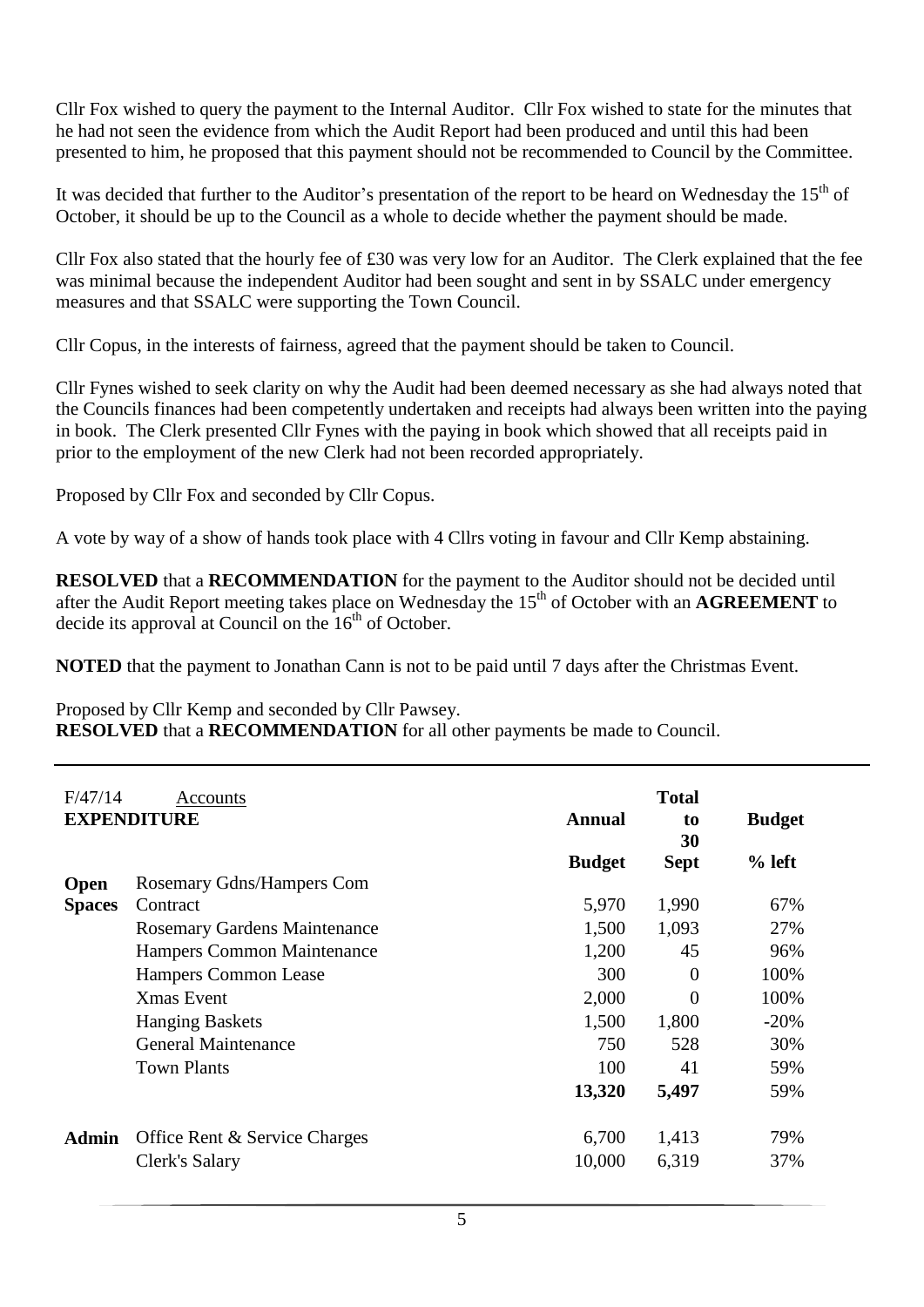Cllr Fox wished to query the payment to the Internal Auditor. Cllr Fox wished to state for the minutes that he had not seen the evidence from which the Audit Report had been produced and until this had been presented to him, he proposed that this payment should not be recommended to Council by the Committee.

It was decided that further to the Auditor's presentation of the report to be heard on Wednesday the 15th of October, it should be up to the Council as a whole to decide whether the payment should be made.

Cllr Fox also stated that the hourly fee of £30 was very low for an Auditor. The Clerk explained that the fee was minimal because the independent Auditor had been sought and sent in by SSALC under emergency measures and that SSALC were supporting the Town Council.

Cllr Copus, in the interests of fairness, agreed that the payment should be taken to Council.

Cllr Fynes wished to seek clarity on why the Audit had been deemed necessary as she had always noted that the Councils finances had been competently undertaken and receipts had always been written into the paying in book. The Clerk presented Cllr Fynes with the paying in book which showed that all receipts paid in prior to the employment of the new Clerk had not been recorded appropriately.

Proposed by Cllr Fox and seconded by Cllr Copus.

A vote by way of a show of hands took place with 4 Cllrs voting in favour and Cllr Kemp abstaining.

**RESOLVED** that a **RECOMMENDATION** for the payment to the Auditor should not be decided until after the Audit Report meeting takes place on Wednesday the 15th of October with an **AGREEMENT** to decide its approval at Council on the 16th of October.

**NOTED** that the payment to Jonathan Cann is not to be paid until 7 days after the Christmas Event.

Proposed by Cllr Kemp and seconded by Cllr Pawsey.
**RESOLVED** that a **RECOMMENDATION** for all other payments be made to Council.

---

F/47/14 Accounts

| **EXPENDITURE** | | **Annual Budget** | **Total to 30 Sept** | **Budget % left** |
|---|---|---|---|---|
| **Open Spaces** | Rosemary Gdns/Hampers Com Contract | 5,970 | 1,990 | 67% |
| | Rosemary Gardens Maintenance | 1,500 | 1,093 | 27% |
| | Hampers Common Maintenance | 1,200 | 45 | 96% |
| | Hampers Common Lease | 300 | 0 | 100% |
| | Xmas Event | 2,000 | 0 | 100% |
| | Hanging Baskets | 1,500 | 1,800 | -20% |
| | General Maintenance | 750 | 528 | 30% |
| | Town Plants | 100 | 41 | 59% |
| | | **13,320** | **5,497** | 59% |
| **Admin** | Office Rent & Service Charges | 6,700 | 1,413 | 79% |
| | Clerk's Salary | 10,000 | 6,319 | 37% |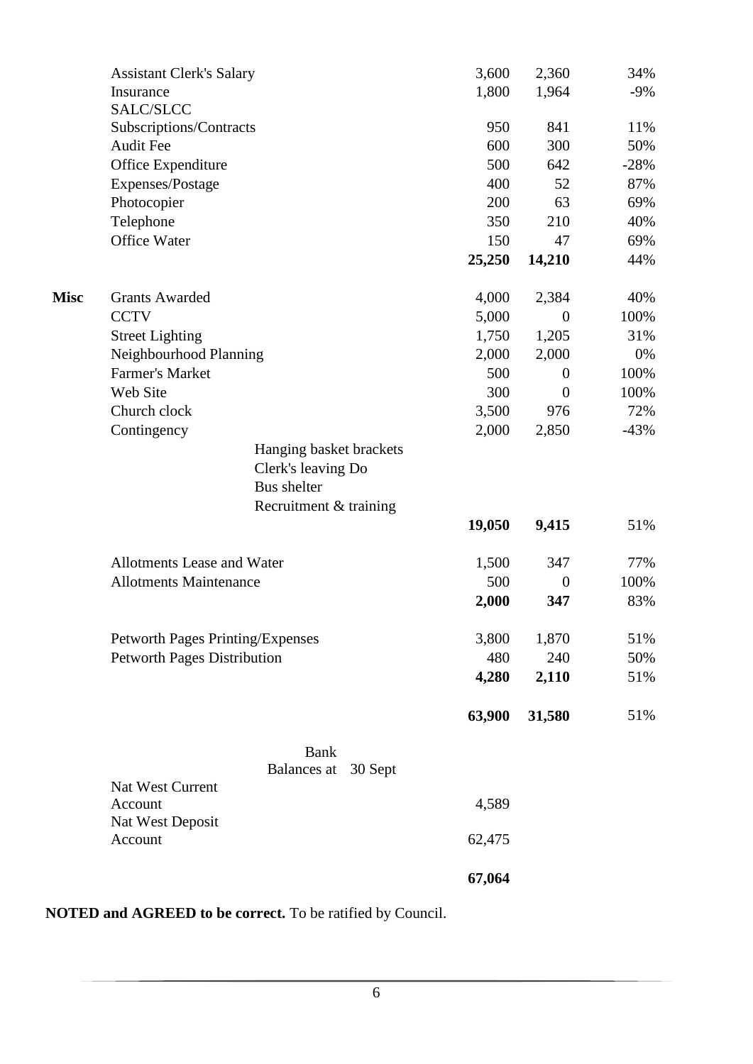| | | | | |
|---|---|---|---|---|
| | Assistant Clerk's Salary | 3,600 | 2,360 | 34% |
| | Insurance | 1,800 | 1,964 | -9% |
| | SALC/SLCC Subscriptions/Contracts | 950 | 841 | 11% |
| | Audit Fee | 600 | 300 | 50% |
| | Office Expenditure | 500 | 642 | -28% |
| | Expenses/Postage | 400 | 52 | 87% |
| | Photocopier | 200 | 63 | 69% |
| | Telephone | 350 | 210 | 40% |
| | Office Water | 150 | 47 | 69% |
| | | **25,250** | **14,210** | 44% |
| | | | | |
| **Misc** | Grants Awarded | 4,000 | 2,384 | 40% |
| | CCTV | 5,000 | 0 | 100% |
| | Street Lighting | 1,750 | 1,205 | 31% |
| | Neighbourhood Planning | 2,000 | 2,000 | 0% |
| | Farmer's Market | 500 | 0 | 100% |
| | Web Site | 300 | 0 | 100% |
| | Church clock | 3,500 | 976 | 72% |
| | Contingency | 2,000 | 2,850 | -43% |
| | Hanging basket brackets | | | |
| | Clerk's leaving Do | | | |
| | Bus shelter | | | |
| | Recruitment & training | | | |
| | | **19,050** | **9,415** | 51% |
| | | | | |
| | Allotments Lease and Water | 1,500 | 347 | 77% |
| | Allotments Maintenance | 500 | 0 | 100% |
| | | **2,000** | **347** | 83% |
| | | | | |
| | Petworth Pages Printing/Expenses | 3,800 | 1,870 | 51% |
| | Petworth Pages Distribution | 480 | 240 | 50% |
| | | **4,280** | **2,110** | 51% |
| | | | | |
| | | **63,900** | **31,580** | 51% |

| Bank Balances at 30 Sept | |
|---|---|
| Nat West Current Account | 4,589 |
| Nat West Deposit Account | 62,475 |
| | **67,064** |

**NOTED and AGREED to be correct.** To be ratified by Council.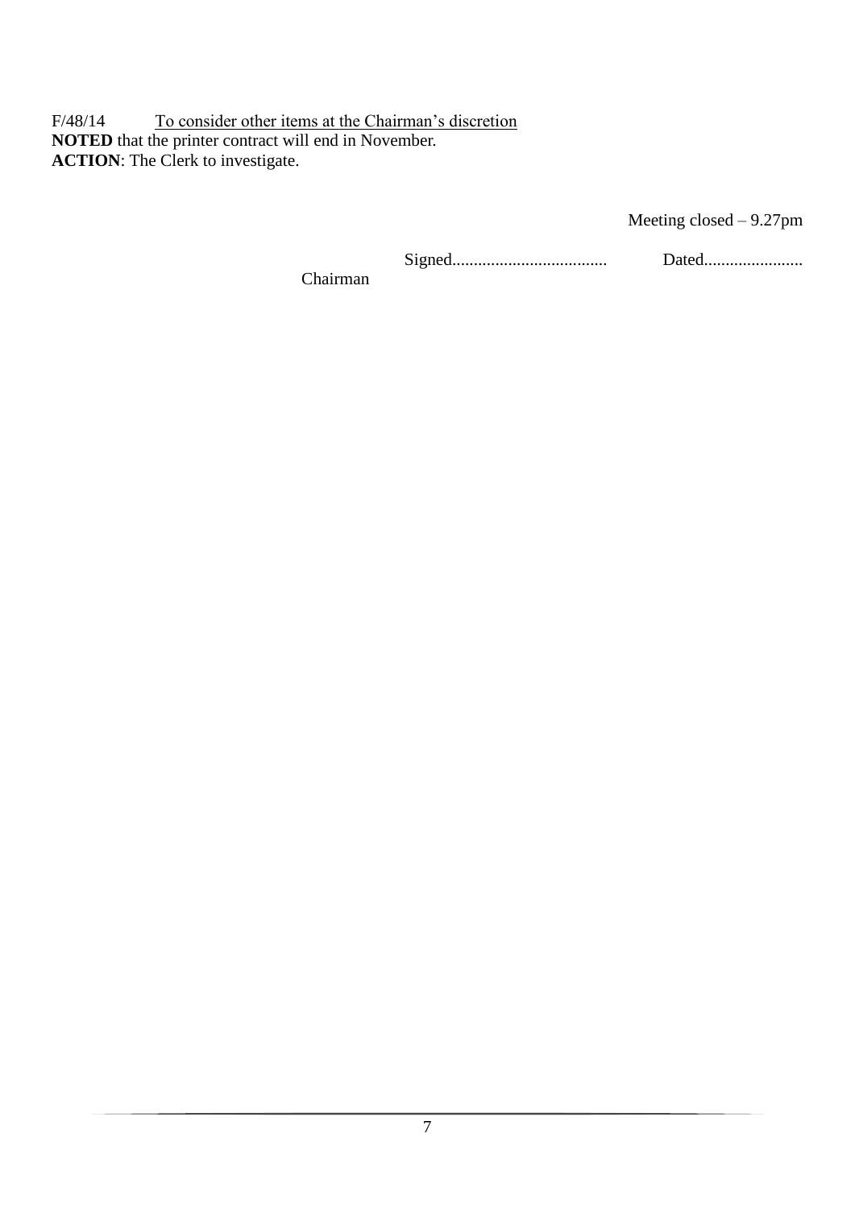F/48/14 To consider other items at the Chairman's discretion
**NOTED** that the printer contract will end in November.
**ACTION**: The Clerk to investigate.

Meeting closed – 9.27pm

Signed.................................... Dated.......................
Chairman